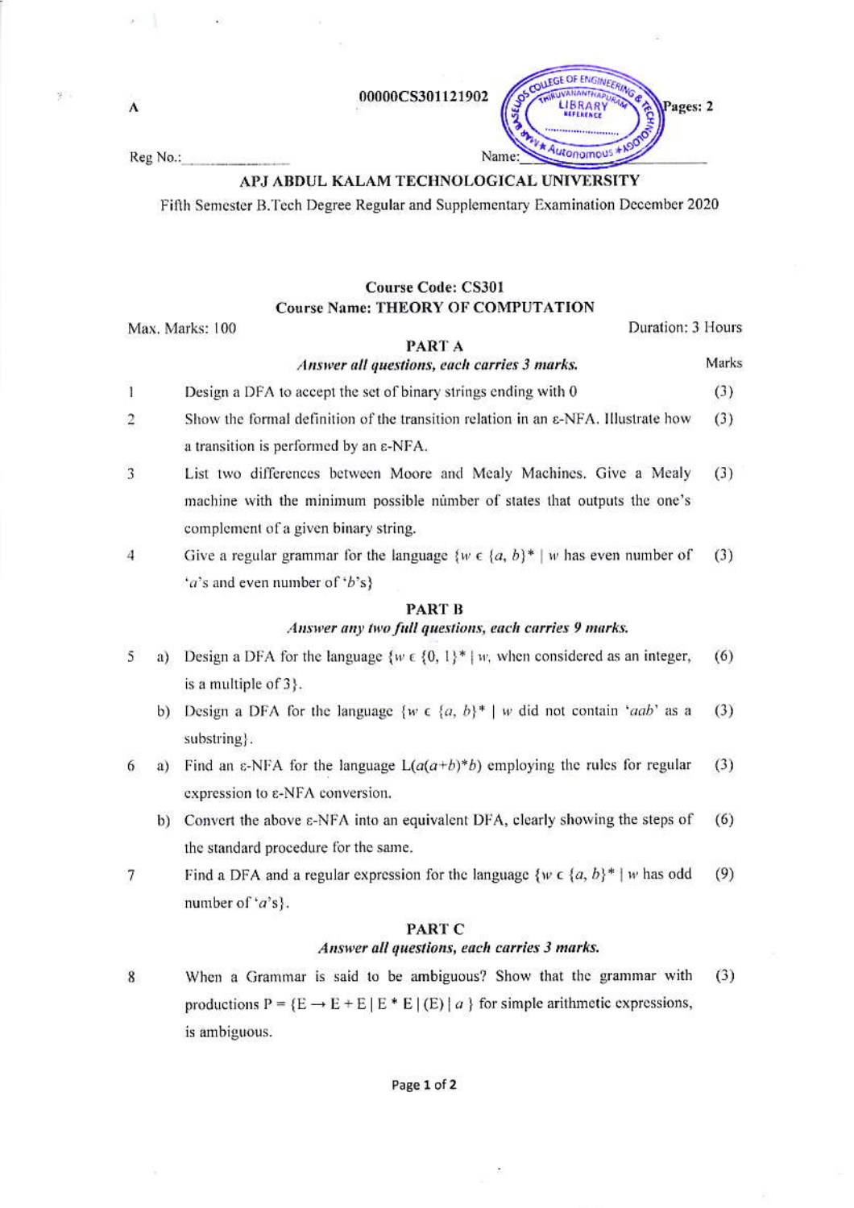A

00000CS301121902

Pages: 2

Reg No.:_______________ Name:_______________

# APJ ABDUL KALAM TECHNOLOGICAL UNIVERSITY

Fifth Semester B.Tech Degree Regular and Supplementary Examination December 2020

**Course Code: CS301**

**Course Name: THEORY OF COMPUTATION**

Max. Marks: 100 Duration: 3 Hours

## PART A

*Answer all questions, each carries 3 marks.*

| | | | Marks |
|---|---|---|---|
| 1 | | Design a DFA to accept the set of binary strings ending with 0 | (3) |
| 2 | | Show the formal definition of the transition relation in an ε-NFA. Illustrate how a transition is performed by an ε-NFA. | (3) |
| 3 | | List two differences between Moore and Mealy Machines. Give a Mealy machine with the minimum possible number of states that outputs the one's complement of a given binary string. | (3) |
| 4 | | Give a regular grammar for the language $\{w \in \{a, b\}^* \mid w$ has even number of '$a$'s and even number of '$b$'s$\}$ | (3) |

## PART B

*Answer any two full questions, each carries 9 marks.*

| | | | |
|---|---|---|---|
| 5 | a) | Design a DFA for the language $\{w \in \{0, 1\}^* \mid w$, when considered as an integer, is a multiple of 3$\}$. | (6) |
| | b) | Design a DFA for the language $\{w \in \{a, b\}^* \mid w$ did not contain '$aab$' as a substring$\}$. | (3) |
| 6 | a) | Find an ε-NFA for the language $L(a(a+b)^*b)$ employing the rules for regular expression to ε-NFA conversion. | (3) |
| | b) | Convert the above ε-NFA into an equivalent DFA, clearly showing the steps of the standard procedure for the same. | (6) |
| 7 | | Find a DFA and a regular expression for the language $\{w \in \{a, b\}^* \mid w$ has odd number of '$a$'s$\}$. | (9) |

## PART C

*Answer all questions, each carries 3 marks.*

| | | | |
|---|---|---|---|
| 8 | | When a Grammar is said to be ambiguous? Show that the grammar with productions $P = \{E \rightarrow E + E \mid E * E \mid (E) \mid a\}$ for simple arithmetic expressions, is ambiguous. | (3) |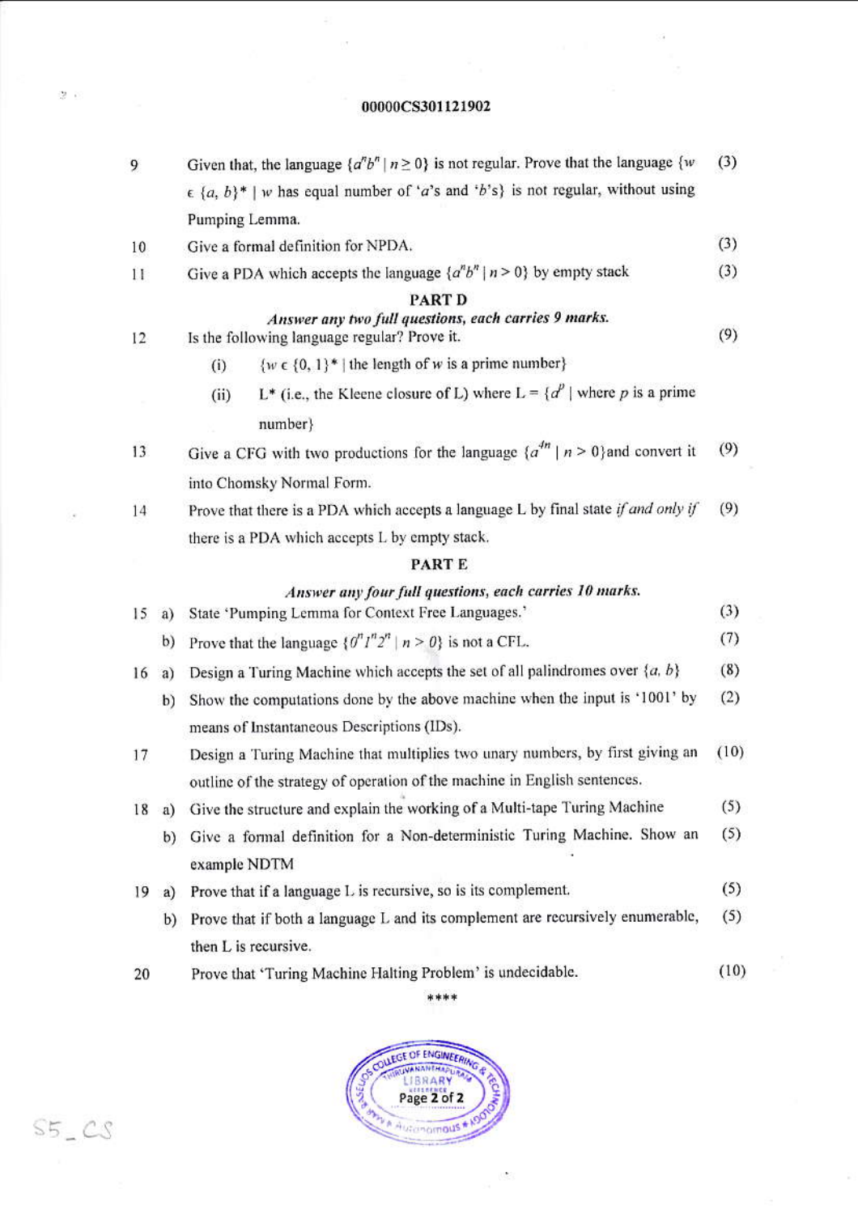00000CS301121902

| | | | |
|---|---|---|---|
| 9 | | Given that, the language $\{a^n b^n \mid n \geq 0\}$ is not regular. Prove that the language $\{w \in \{a, b\}^* \mid w$ has equal number of '*a*'s and '*b*'s$\}$ is not regular, without using Pumping Lemma. | (3) |
| 10 | | Give a formal definition for NPDA. | (3) |
| 11 | | Give a PDA which accepts the language $\{a^n b^n \mid n > 0\}$ by empty stack | (3) |

## PART D

*Answer any two full questions, each carries 9 marks.*

| | | | |
|---|---|---|---|
| 12 | | Is the following language regular? Prove it.<br>(i) $\{w \in \{0, 1\}^* \mid$ the length of $w$ is a prime number$\}$<br>(ii) $L^*$ (i.e., the Kleene closure of L) where $L = \{a^p \mid$ where $p$ is a prime number$\}$ | (9) |
| 13 | | Give a CFG with two productions for the language $\{a^{4n} \mid n > 0\}$ and convert it into Chomsky Normal Form. | (9) |
| 14 | | Prove that there is a PDA which accepts a language L by final state *if and only if* there is a PDA which accepts L by empty stack. | (9) |

## PART E

*Answer any four full questions, each carries 10 marks.*

| | | | |
|---|---|---|---|
| 15 | a) | State 'Pumping Lemma for Context Free Languages.' | (3) |
| | b) | Prove that the language $\{0^n 1^n 2^n \mid n > 0\}$ is not a CFL. | (7) |
| 16 | a) | Design a Turing Machine which accepts the set of all palindromes over $\{a, b\}$ | (8) |
| | b) | Show the computations done by the above machine when the input is '1001' by means of Instantaneous Descriptions (IDs). | (2) |
| 17 | | Design a Turing Machine that multiplies two unary numbers, by first giving an outline of the strategy of operation of the machine in English sentences. | (10) |
| 18 | a) | Give the structure and explain the working of a Multi-tape Turing Machine | (5) |
| | b) | Give a formal definition for a Non-deterministic Turing Machine. Show an example NDTM | (5) |
| 19 | a) | Prove that if a language L is recursive, so is its complement. | (5) |
| | b) | Prove that if both a language L and its complement are recursively enumerable, then L is recursive. | (5) |
| 20 | | Prove that 'Turing Machine Halting Problem' is undecidable. | (10) |

****

S5_CS